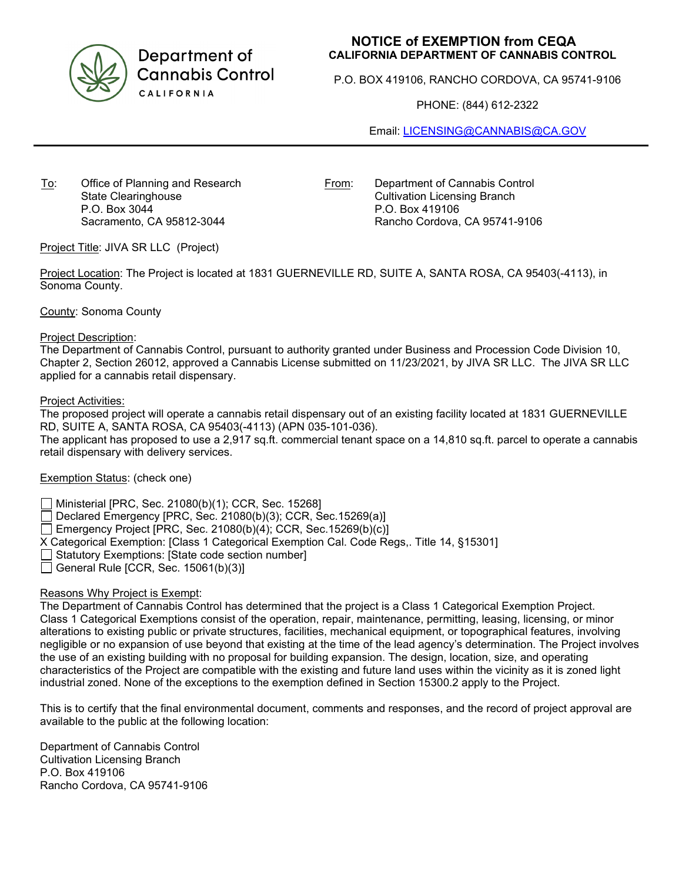Department of Cannabis Control
CALIFORNIA

# NOTICE of EXEMPTION from CEQA
## CALIFORNIA DEPARTMENT OF CANNABIS CONTROL

P.O. BOX 419106, RANCHO CORDOVA, CA 95741-9106

PHONE: (844) 612-2322

Email: LICENSING@CANNABIS@CA.GOV

---

To: Office of Planning and Research
State Clearinghouse
P.O. Box 3044
Sacramento, CA 95812-3044

From: Department of Cannabis Control
Cultivation Licensing Branch
P.O. Box 419106
Rancho Cordova, CA 95741-9106

Project Title: JIVA SR LLC (Project)

Project Location: The Project is located at 1831 GUERNEVILLE RD, SUITE A, SANTA ROSA, CA 95403(-4113), in Sonoma County.

County: Sonoma County

Project Description:
The Department of Cannabis Control, pursuant to authority granted under Business and Procession Code Division 10, Chapter 2, Section 26012, approved a Cannabis License submitted on 11/23/2021, by JIVA SR LLC. The JIVA SR LLC applied for a cannabis retail dispensary.

Project Activities:
The proposed project will operate a cannabis retail dispensary out of an existing facility located at 1831 GUERNEVILLE RD, SUITE A, SANTA ROSA, CA 95403(-4113) (APN 035-101-036).
The applicant has proposed to use a 2,917 sq.ft. commercial tenant space on a 14,810 sq.ft. parcel to operate a cannabis retail dispensary with delivery services.

Exemption Status: (check one)

- ☐ Ministerial [PRC, Sec. 21080(b)(1); CCR, Sec. 15268]
- ☐ Declared Emergency [PRC, Sec. 21080(b)(3); CCR, Sec.15269(a)]
- ☐ Emergency Project [PRC, Sec. 21080(b)(4); CCR, Sec.15269(b)(c)]
- X Categorical Exemption: [Class 1 Categorical Exemption Cal. Code Regs,. Title 14, §15301]
- ☐ Statutory Exemptions: [State code section number]
- ☐ General Rule [CCR, Sec. 15061(b)(3)]

Reasons Why Project is Exempt:
The Department of Cannabis Control has determined that the project is a Class 1 Categorical Exemption Project. Class 1 Categorical Exemptions consist of the operation, repair, maintenance, permitting, leasing, licensing, or minor alterations to existing public or private structures, facilities, mechanical equipment, or topographical features, involving negligible or no expansion of use beyond that existing at the time of the lead agency's determination. The Project involves the use of an existing building with no proposal for building expansion. The design, location, size, and operating characteristics of the Project are compatible with the existing and future land uses within the vicinity as it is zoned light industrial zoned. None of the exceptions to the exemption defined in Section 15300.2 apply to the Project.

This is to certify that the final environmental document, comments and responses, and the record of project approval are available to the public at the following location:

Department of Cannabis Control
Cultivation Licensing Branch
P.O. Box 419106
Rancho Cordova, CA 95741-9106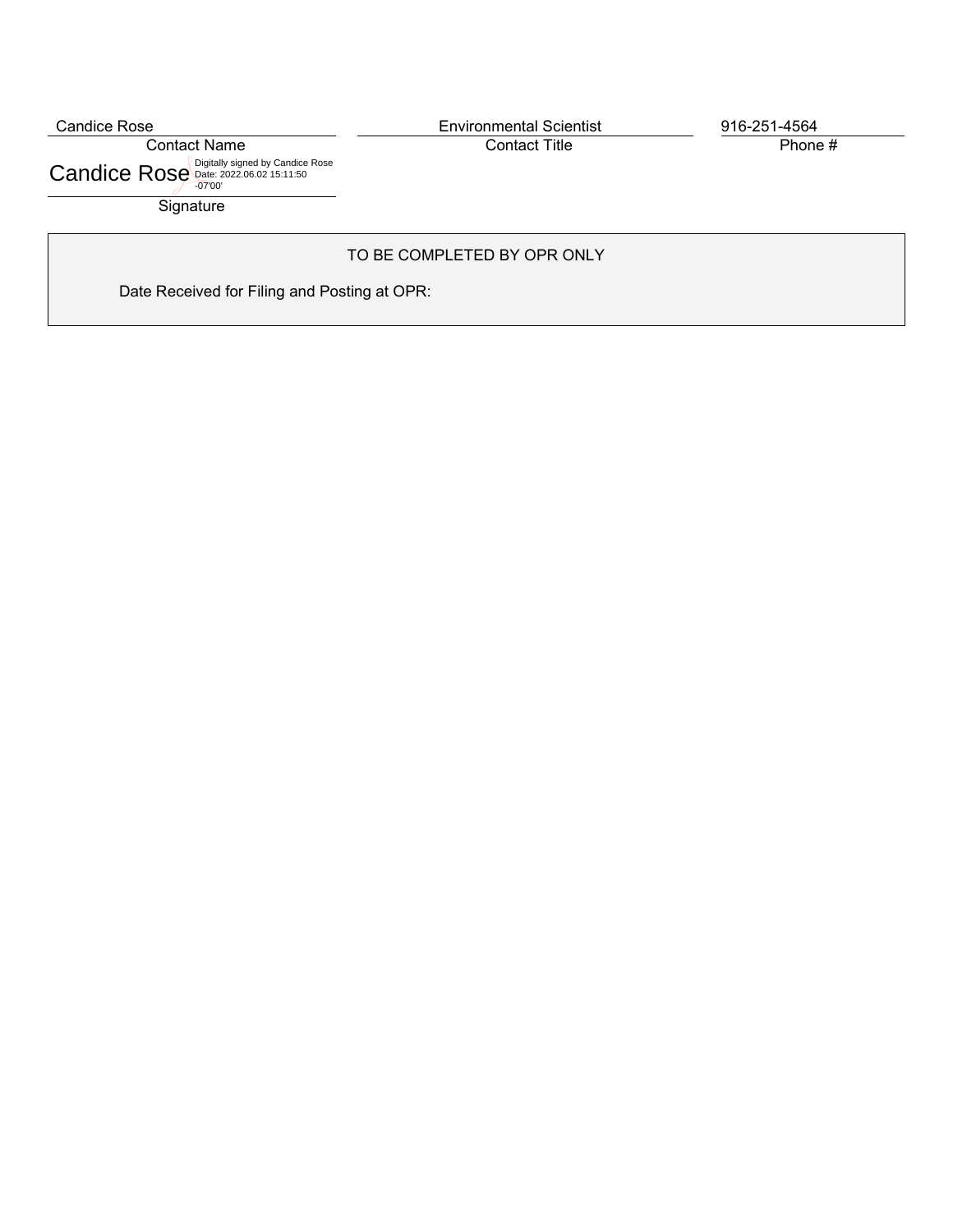| | | |
|---|---|---|
| Candice Rose | Environmental Scientist | 916-251-4564 |
| Contact Name | Contact Title | Phone # |

Candice Rose Digitally signed by Candice Rose Date: 2022.06.02 15:11:50 -07'00'

Signature

TO BE COMPLETED BY OPR ONLY

Date Received for Filing and Posting at OPR: